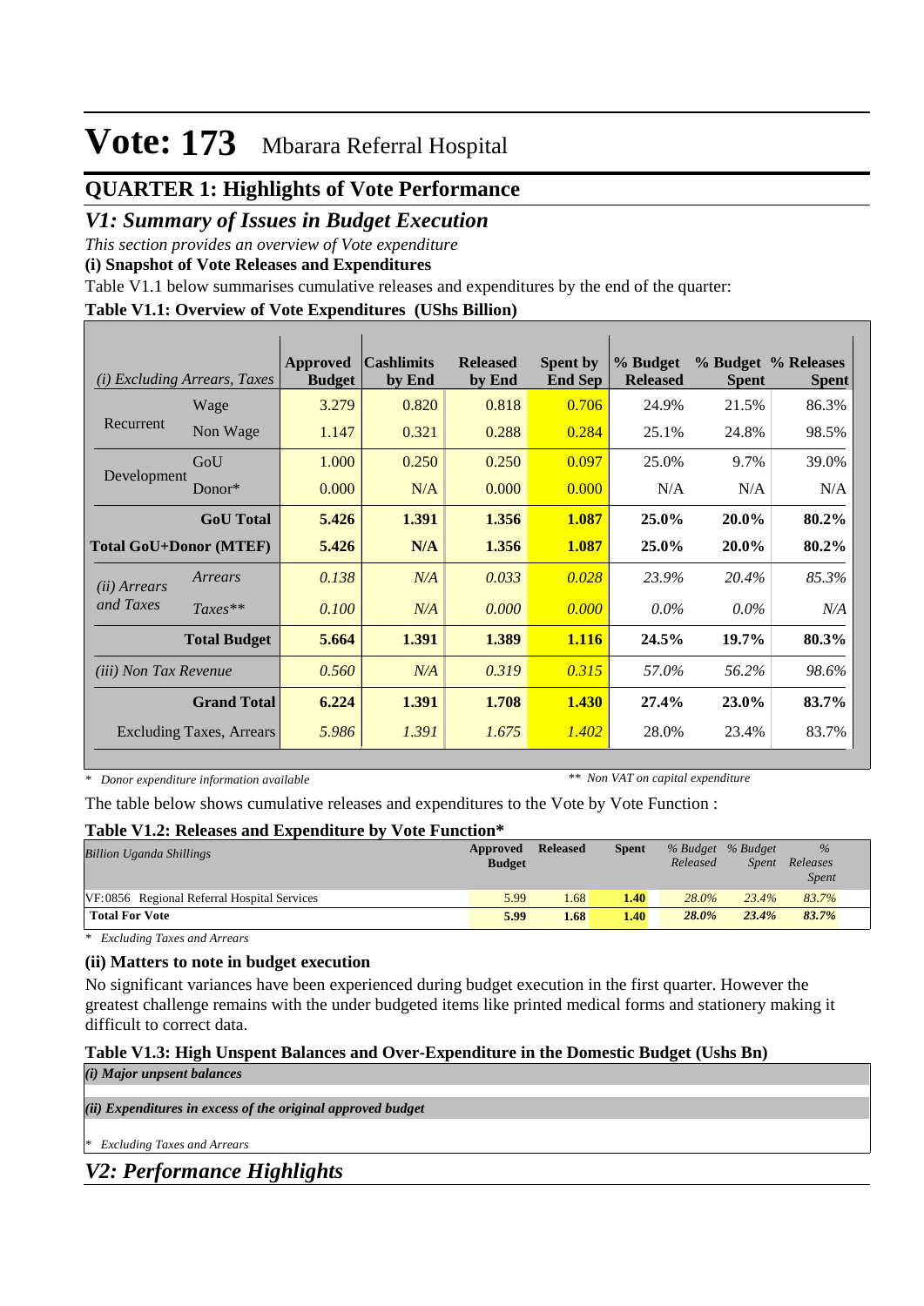# Vote: 173 Mbarara Referral Hospital

## QUARTER 1: Highlights of Vote Performance

### *V1: Summary of Issues in Budget Execution*

*This section provides an overview of Vote expenditure*

**(i) Snapshot of Vote Releases and Expenditures**

Table V1.1 below summarises cumulative releases and expenditures by the end of the quarter:

**Table V1.1: Overview of Vote Expenditures (UShs Billion)**

| *(i) Excluding Arrears, Taxes* | | Approved Budget | Cashlimits by End | Released by End | Spent by End Sep | % Budget Released | % Budget Spent | % Releases Spent |
|---|---|---|---|---|---|---|---|---|
| Recurrent | Wage | 3.279 | 0.820 | 0.818 | 0.706 | 24.9% | 21.5% | 86.3% |
| | Non Wage | 1.147 | 0.321 | 0.288 | 0.284 | 25.1% | 24.8% | 98.5% |
| Development | GoU | 1.000 | 0.250 | 0.250 | 0.097 | 25.0% | 9.7% | 39.0% |
| | Donor* | 0.000 | N/A | 0.000 | 0.000 | N/A | N/A | N/A |
| | **GoU Total** | **5.426** | **1.391** | **1.356** | **1.087** | **25.0%** | **20.0%** | **80.2%** |
| **Total GoU+Donor (MTEF)** | | **5.426** | **N/A** | **1.356** | **1.087** | **25.0%** | **20.0%** | **80.2%** |
| *(ii) Arrears and Taxes* | *Arrears* | *0.138* | *N/A* | *0.033* | *0.028* | *23.9%* | *20.4%* | *85.3%* |
| | *Taxes*** | *0.100* | *N/A* | *0.000* | *0.000* | *0.0%* | *0.0%* | *N/A* |
| | **Total Budget** | **5.664** | **1.391** | **1.389** | **1.116** | **24.5%** | **19.7%** | **80.3%** |
| *(iii) Non Tax Revenue* | | *0.560* | *N/A* | *0.319* | *0.315* | *57.0%* | *56.2%* | *98.6%* |
| | **Grand Total** | **6.224** | **1.391** | **1.708** | **1.430** | **27.4%** | **23.0%** | **83.7%** |
| | Excluding Taxes, Arrears | *5.986* | *1.391* | *1.675* | *1.402* | 28.0% | 23.4% | 83.7% |

*\* Donor expenditure information available* &nbsp;&nbsp;&nbsp;&nbsp; *\*\* Non VAT on capital expenditure*

The table below shows cumulative releases and expenditures to the Vote by Vote Function :

**Table V1.2: Releases and Expenditure by Vote Function***

| *Billion Uganda Shillings* | Approved Budget | Released | Spent | *% Budget Released* | *% Budget Spent* | *% Releases Spent* |
|---|---|---|---|---|---|---|
| VF:0856 Regional Referral Hospital Services | 5.99 | 1.68 | **1.40** | *28.0%* | *23.4%* | *83.7%* |
| **Total For Vote** | **5.99** | **1.68** | **1.40** | ***28.0%*** | ***23.4%*** | ***83.7%*** |

*\* Excluding Taxes and Arrears*

**(ii) Matters to note in budget execution**

No significant variances have been experienced during budget execution in the first quarter. However the greatest challenge remains with the under budgeted items like printed medical forms and stationery making it difficult to correct data.

**Table V1.3: High Unspent Balances and Over-Expenditure in the Domestic Budget (Ushs Bn)**

***(i) Major unpsent balances***

***(ii) Expenditures in excess of the original approved budget***

*\* Excluding Taxes and Arrears*

### *V2: Performance Highlights*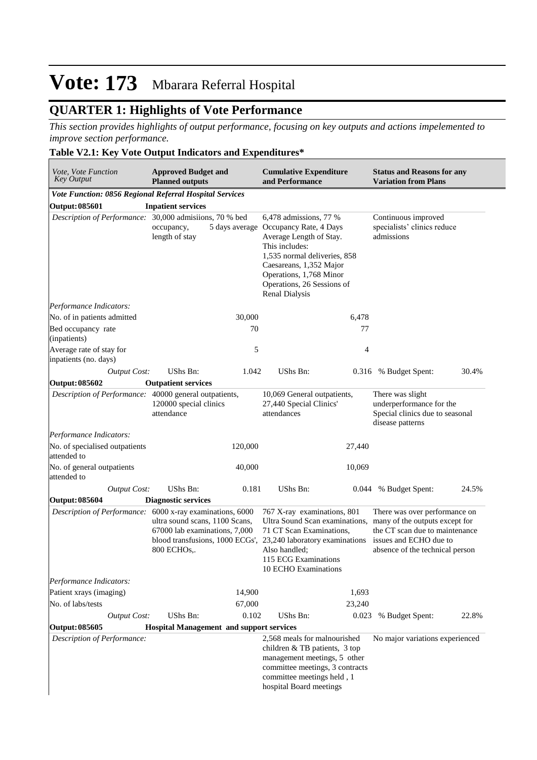# Vote: 173 Mbarara Referral Hospital

## QUARTER 1: Highlights of Vote Performance

*This section provides highlights of output performance, focusing on key outputs and actions impelemented to improve section performance.*

### Table V2.1: Key Vote Output Indicators and Expenditures*

| *Vote, Vote Function Key Output* | **Approved Budget and Planned outputs** | | **Cumulative Expenditure and Performance** | | **Status and Reasons for any Variation from Plans** | |
|---|---|---|---|---|---|---|
| ***Vote Function: 0856 Regional Referral Hospital Services*** | | | | | | |
| **Output: 085601** | **Inpatient services** | | | | | |
| *Description of Performance:* | 30,000 admisiions, 70 % bed occupancy, 5 days average length of stay | | 6,478 admissions, 77 % Occupancy Rate, 4 Days Average Length of Stay. This includes: 1,535 normal deliveries, 858 Caesareans, 1,352 Major Operations, 1,768 Minor Operations, 26 Sessions of Renal Dialysis | | Continuous improved specialists' clinics reduce admissions | |
| *Performance Indicators:* | | | | | | |
| No. of in patients admitted | | 30,000 | | 6,478 | | |
| Bed occupancy rate (inpatients) | | 70 | | 77 | | |
| Average rate of stay for inpatients (no. days) | | 5 | | 4 | | |
| *Output Cost:* | UShs Bn: | 1.042 | UShs Bn: | 0.316 | % Budget Spent: | 30.4% |
| **Output: 085602** | **Outpatient services** | | | | | |
| *Description of Performance:* | 40000 general outpatients, 120000 special clinics attendance | | 10,069 General outpatients, 27,440 Special Clinics' attendances | | There was slight underperformance for the Special clinics due to seasonal disease patterns | |
| *Performance Indicators:* | | | | | | |
| No. of specialised outpatients attended to | | 120,000 | | 27,440 | | |
| No. of general outpatients attended to | | 40,000 | | 10,069 | | |
| *Output Cost:* | UShs Bn: | 0.181 | UShs Bn: | 0.044 | % Budget Spent: | 24.5% |
| **Output: 085604** | **Diagnostic services** | | | | | |
| *Description of Performance:* | 6000 x-ray examinations, 6000 ultra sound scans, 1100 Scans, 67000 lab examinations, 7,000 blood transfusions, 1000 ECGs', 800 ECHOs,. | | 767 X-ray examinations, 801 Ultra Sound Scan examinations, 71 CT Scan Examinations, 23,240 laboratory examinations Also handled; 115 ECG Examinations 10 ECHO Examinations | | There was over performance on many of the outputs except for the CT scan due to maintenance issues and ECHO due to absence of the technical person | |
| *Performance Indicators:* | | | | | | |
| Patient xrays (imaging) | | 14,900 | | 1,693 | | |
| No. of labs/tests | | 67,000 | | 23,240 | | |
| *Output Cost:* | UShs Bn: | 0.102 | UShs Bn: | 0.023 | % Budget Spent: | 22.8% |
| **Output: 085605** | **Hospital Management and support services** | | | | | |
| *Description of Performance:* | | | 2,568 meals for malnourished children & TB patients, 3 top management meetings, 5 other committee meetings, 3 contracts committee meetings held , 1 hospital Board meetings | | No major variations experienced | |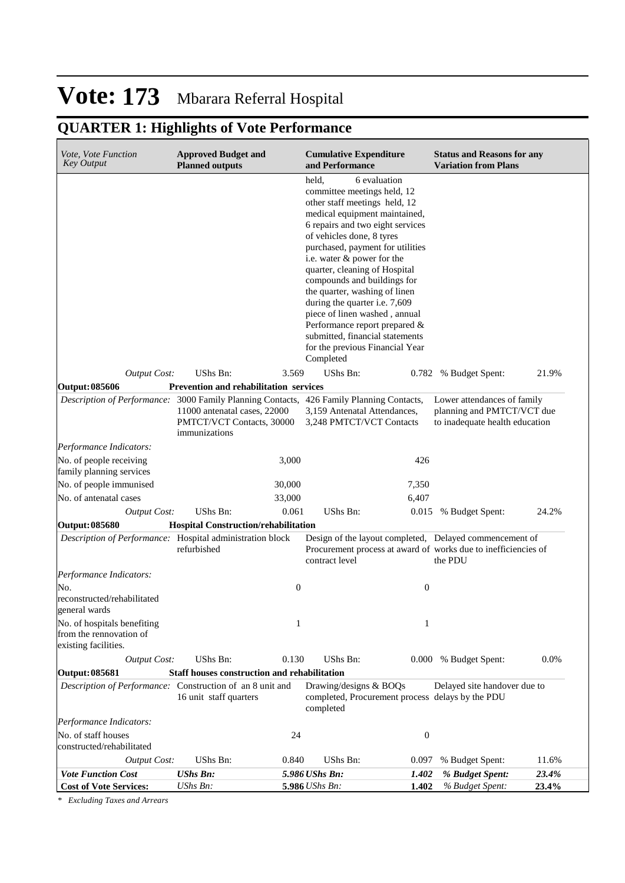# Vote: 173 Mbarara Referral Hospital

## QUARTER 1: Highlights of Vote Performance

| *Vote, Vote Function Key Output* | **Approved Budget and Planned outputs** | | **Cumulative Expenditure and Performance** | | **Status and Reasons for any Variation from Plans** | |
|---|---|---|---|---|---|---|
| | | | held, 6 evaluation committee meetings held, 12 other staff meetings held, 12 medical equipment maintained, 6 repairs and two eight services of vehicles done, 8 tyres purchased, payment for utilities i.e. water & power for the quarter, cleaning of Hospital compounds and buildings for the quarter, washing of linen during the quarter i.e. 7,609 piece of linen washed , annual Performance report prepared & submitted, financial statements for the previous Financial Year Completed | | | |
| *Output Cost:* | UShs Bn: | 3.569 | UShs Bn: | 0.782 | % Budget Spent: | 21.9% |
| **Output: 085606** | **Prevention and rehabilitation services** | | | | | |
| *Description of Performance:* | 3000 Family Planning Contacts, 11000 antenatal cases, 22000 PMTCT/VCT Contacts, 30000 immunizations | | 426 Family Planning Contacts, 3,159 Antenatal Attendances, 3,248 PMTCT/VCT Contacts | | Lower attendances of family planning and PMTCT/VCT due to inadequate health education | |
| *Performance Indicators:* | | | | | | |
| No. of people receiving family planning services | | 3,000 | | 426 | | |
| No. of people immunised | | 30,000 | | 7,350 | | |
| No. of antenatal cases | | 33,000 | | 6,407 | | |
| *Output Cost:* | UShs Bn: | 0.061 | UShs Bn: | 0.015 | % Budget Spent: | 24.2% |
| **Output: 085680** | **Hospital Construction/rehabilitation** | | | | | |
| *Description of Performance:* | Hospital administration block refurbished | | Design of the layout completed, Procurement process at award of contract level | | Delayed commencement of works due to inefficiencies of the PDU | |
| *Performance Indicators:* | | | | | | |
| No. reconstructed/rehabilitated general wards | | 0 | | 0 | | |
| No. of hospitals benefiting from the rennovation of existing facilities. | | 1 | | 1 | | |
| *Output Cost:* | UShs Bn: | 0.130 | UShs Bn: | 0.000 | % Budget Spent: | 0.0% |
| **Output: 085681** | **Staff houses construction and rehabilitation** | | | | | |
| *Description of Performance:* | Construction of an 8 unit and 16 unit staff quarters | | Drawing/designs & BOQs completed, Procurement process completed | | Delayed site handover due to delays by the PDU | |
| *Performance Indicators:* | | | | | | |
| No. of staff houses constructed/rehabilitated | | 24 | | 0 | | |
| *Output Cost:* | UShs Bn: | 0.840 | UShs Bn: | 0.097 | % Budget Spent: | 11.6% |
| ***Vote Function Cost*** | ***UShs Bn:*** | ***5.986*** | ***UShs Bn:*** | ***1.402*** | ***% Budget Spent:*** | ***23.4%*** |
| **Cost of Vote Services:** | *UShs Bn:* | **5.986** | *UShs Bn:* | **1.402** | *% Budget Spent:* | **23.4%** |

*\* Excluding Taxes and Arrears*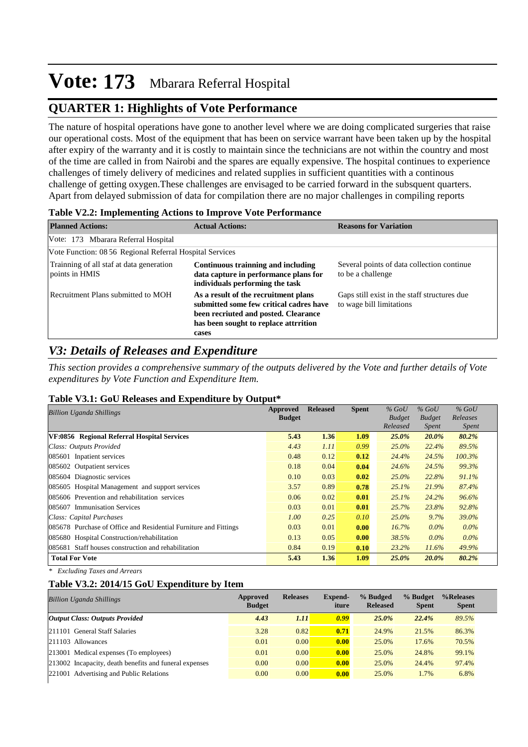# Vote: 173 Mbarara Referral Hospital

## QUARTER 1: Highlights of Vote Performance

The nature of hospital operations have gone to another level where we are doing complicated surgeries that raise our operational costs. Most of the equipment that has been on service warrant have been taken up by the hospital after expiry of the warranty and it is costly to maintain since the technicians are not within the country and most of the time are called in from Nairobi and the spares are equally expensive. The hospital continues to experience challenges of timely delivery of medicines and related supplies in sufficient quantities with a continous challenge of getting oxygen.These challenges are envisaged to be carried forward in the subsquent quarters. Apart from delayed submission of data for compilation there are no major challenges in compiling reports

**Table V2.2: Implementing Actions to Improve Vote Performance**

| Planned Actions: | Actual Actions: | Reasons for Variation |
|---|---|---|
| Vote: 173 Mbarara Referral Hospital | | |
| Vote Function: 08 56 Regional Referral Hospital Services | | |
| Trainning of all staf at data generation points in HMIS | **Continuous trainning and including data capture in performance plans for individuals performing the task** | Several points of data collection continue to be a challenge |
| Recruitment Plans submitted to MOH | **As a result of the recruitment plans submitted some few critical cadres have been recriuted and posted. Clearance has been sought to replace attrrition cases** | Gaps still exist in the staff structures due to wage bill limitations |

## V3: Details of Releases and Expenditure

*This section provides a comprehensive summary of the outputs delivered by the Vote and further details of Vote expenditures by Vote Function and Expenditure Item.*

**Table V3.1: GoU Releases and Expenditure by Output***

| *Billion Uganda Shillings* | Approved Budget | Released | Spent | *% GoU Budget Released* | *% GoU Budget Spent* | *% GoU Releases Spent* |
|---|---|---|---|---|---|---|
| **VF:0856 Regional Referral Hospital Services** | **5.43** | **1.36** | **1.09** | ***25.0%*** | ***20.0%*** | ***80.2%*** |
| *Class: Outputs Provided* | *4.43* | *1.11* | *0.99* | *25.0%* | *22.4%* | *89.5%* |
| 085601 Inpatient services | 0.48 | 0.12 | **0.12** | *24.4%* | *24.5%* | *100.3%* |
| 085602 Outpatient services | 0.18 | 0.04 | **0.04** | *24.6%* | *24.5%* | *99.3%* |
| 085604 Diagnostic services | 0.10 | 0.03 | **0.02** | *25.0%* | *22.8%* | *91.1%* |
| 085605 Hospital Management and support services | 3.57 | 0.89 | **0.78** | *25.1%* | *21.9%* | *87.4%* |
| 085606 Prevention and rehabilitation services | 0.06 | 0.02 | **0.01** | *25.1%* | *24.2%* | *96.6%* |
| 085607 Immunisation Services | 0.03 | 0.01 | **0.01** | *25.7%* | *23.8%* | *92.8%* |
| *Class: Capital Purchases* | *1.00* | *0.25* | *0.10* | *25.0%* | *9.7%* | *39.0%* |
| 085678 Purchase of Office and Residential Furniture and Fittings | 0.03 | 0.01 | **0.00** | *16.7%* | *0.0%* | *0.0%* |
| 085680 Hospital Construction/rehabilitation | 0.13 | 0.05 | **0.00** | *38.5%* | *0.0%* | *0.0%* |
| 085681 Staff houses construction and rehabilitation | 0.84 | 0.19 | **0.10** | *23.2%* | *11.6%* | *49.9%* |
| **Total For Vote** | **5.43** | **1.36** | **1.09** | ***25.0%*** | ***20.0%*** | ***80.2%*** |

*\* Excluding Taxes and Arrears*

**Table V3.2: 2014/15 GoU Expenditure by Item**

| *Billion Uganda Shillings* | Approved Budget | Releases | Expend-iture | % Budged Released | % Budget Spent | %Releases Spent |
|---|---|---|---|---|---|---|
| ***Output Class: Outputs Provided*** | ***4.43*** | ***1.11*** | ***0.99*** | ***25.0%*** | ***22.4%*** | *89.5%* |
| 211101 General Staff Salaries | 3.28 | 0.82 | **0.71** | 24.9% | 21.5% | 86.3% |
| 211103 Allowances | 0.01 | 0.00 | **0.00** | 25.0% | 17.6% | 70.5% |
| 213001 Medical expenses (To employees) | 0.01 | 0.00 | **0.00** | 25.0% | 24.8% | 99.1% |
| 213002 Incapacity, death benefits and funeral expenses | 0.00 | 0.00 | **0.00** | 25.0% | 24.4% | 97.4% |
| 221001 Advertising and Public Relations | 0.00 | 0.00 | **0.00** | 25.0% | 1.7% | 6.8% |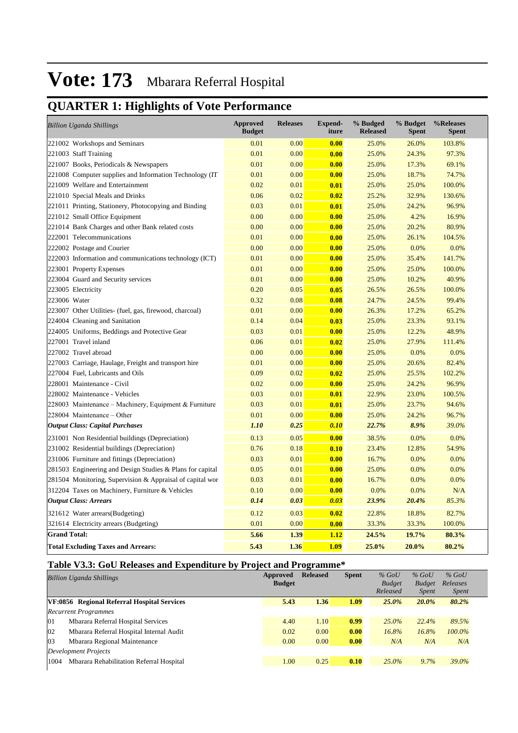# Vote: 173 Mbarara Referral Hospital

## QUARTER 1: Highlights of Vote Performance

| *Billion Uganda Shillings* | Approved Budget | Releases | Expend-iture | % Budgeted Released | % Budget Spent | %Releases Spent |
|---|---|---|---|---|---|---|
| 221002 Workshops and Seminars | 0.01 | 0.00 | **0.00** | 25.0% | 26.0% | 103.8% |
| 221003 Staff Training | 0.01 | 0.00 | **0.00** | 25.0% | 24.3% | 97.3% |
| 221007 Books, Periodicals & Newspapers | 0.01 | 0.00 | **0.00** | 25.0% | 17.3% | 69.1% |
| 221008 Computer supplies and Information Technology (IT | 0.01 | 0.00 | **0.00** | 25.0% | 18.7% | 74.7% |
| 221009 Welfare and Entertainment | 0.02 | 0.01 | **0.01** | 25.0% | 25.0% | 100.0% |
| 221010 Special Meals and Drinks | 0.06 | 0.02 | **0.02** | 25.2% | 32.9% | 130.6% |
| 221011 Printing, Stationery, Photocopying and Binding | 0.03 | 0.01 | **0.01** | 25.0% | 24.2% | 96.9% |
| 221012 Small Office Equipment | 0.00 | 0.00 | **0.00** | 25.0% | 4.2% | 16.9% |
| 221014 Bank Charges and other Bank related costs | 0.00 | 0.00 | **0.00** | 25.0% | 20.2% | 80.9% |
| 222001 Telecommunications | 0.01 | 0.00 | **0.00** | 25.0% | 26.1% | 104.5% |
| 222002 Postage and Courier | 0.00 | 0.00 | **0.00** | 25.0% | 0.0% | 0.0% |
| 222003 Information and communications technology (ICT) | 0.01 | 0.00 | **0.00** | 25.0% | 35.4% | 141.7% |
| 223001 Property Expenses | 0.01 | 0.00 | **0.00** | 25.0% | 25.0% | 100.0% |
| 223004 Guard and Security services | 0.01 | 0.00 | **0.00** | 25.0% | 10.2% | 40.9% |
| 223005 Electricity | 0.20 | 0.05 | **0.05** | 26.5% | 26.5% | 100.0% |
| 223006 Water | 0.32 | 0.08 | **0.08** | 24.7% | 24.5% | 99.4% |
| 223007 Other Utilities- (fuel, gas, firewood, charcoal) | 0.01 | 0.00 | **0.00** | 26.3% | 17.2% | 65.2% |
| 224004 Cleaning and Sanitation | 0.14 | 0.04 | **0.03** | 25.0% | 23.3% | 93.1% |
| 224005 Uniforms, Beddings and Protective Gear | 0.03 | 0.01 | **0.00** | 25.0% | 12.2% | 48.9% |
| 227001 Travel inland | 0.06 | 0.01 | **0.02** | 25.0% | 27.9% | 111.4% |
| 227002 Travel abroad | 0.00 | 0.00 | **0.00** | 25.0% | 0.0% | 0.0% |
| 227003 Carriage, Haulage, Freight and transport hire | 0.01 | 0.00 | **0.00** | 25.0% | 20.6% | 82.4% |
| 227004 Fuel, Lubricants and Oils | 0.09 | 0.02 | **0.02** | 25.0% | 25.5% | 102.2% |
| 228001 Maintenance - Civil | 0.02 | 0.00 | **0.00** | 25.0% | 24.2% | 96.9% |
| 228002 Maintenance - Vehicles | 0.03 | 0.01 | **0.01** | 22.9% | 23.0% | 100.5% |
| 228003 Maintenance – Machinery, Equipment & Furniture | 0.03 | 0.01 | **0.01** | 25.0% | 23.7% | 94.6% |
| 228004 Maintenance – Other | 0.01 | 0.00 | **0.00** | 25.0% | 24.2% | 96.7% |
| ***Output Class: Capital Purchases*** | ***1.10*** | ***0.25*** | ***0.10*** | ***22.7%*** | ***8.9%*** | *39.0%* |
| 231001 Non Residential buildings (Depreciation) | 0.13 | 0.05 | **0.00** | 38.5% | 0.0% | 0.0% |
| 231002 Residential buildings (Depreciation) | 0.76 | 0.18 | **0.10** | 23.4% | 12.8% | 54.9% |
| 231006 Furniture and fittings (Depreciation) | 0.03 | 0.01 | **0.00** | 16.7% | 0.0% | 0.0% |
| 281503 Engineering and Design Studies & Plans for capital | 0.05 | 0.01 | **0.00** | 25.0% | 0.0% | 0.0% |
| 281504 Monitoring, Supervision & Appraisal of capital wor | 0.03 | 0.01 | **0.00** | 16.7% | 0.0% | 0.0% |
| 312204 Taxes on Machinery, Furniture & Vehicles | 0.10 | 0.00 | **0.00** | 0.0% | 0.0% | N/A |
| ***Output Class: Arrears*** | ***0.14*** | ***0.03*** | ***0.03*** | ***23.9%*** | ***20.4%*** | *85.3%* |
| 321612 Water arrears(Budgeting) | 0.12 | 0.03 | **0.02** | 22.8% | 18.8% | 82.7% |
| 321614 Electricity arrears (Budgeting) | 0.01 | 0.00 | **0.00** | 33.3% | 33.3% | 100.0% |
| **Grand Total:** | **5.66** | **1.39** | **1.12** | **24.5%** | **19.7%** | **80.3%** |
| **Total Excluding Taxes and Arrears:** | **5.43** | **1.36** | **1.09** | **25.0%** | **20.0%** | **80.2%** |

## Table V3.3: GoU Releases and Expenditure by Project and Programme*

| *Billion Uganda Shillings* | Approved Budget | Released | Spent | *% GoU Budget Released* | *% GoU Budget Spent* | *% GoU Releases Spent* |
|---|---|---|---|---|---|---|
| **VF:0856 Regional Referral Hospital Services** | **5.43** | **1.36** | **1.09** | ***25.0%*** | ***20.0%*** | ***80.2%*** |
| *Recurrent Programmes* | | | | | | |
| 01 Mbarara Referral Hospital Services | 4.40 | 1.10 | **0.99** | *25.0%* | *22.4%* | *89.5%* |
| 02 Mbarara Referral Hospital Internal Audit | 0.02 | 0.00 | **0.00** | *16.8%* | *16.8%* | *100.0%* |
| 03 Mbarara Regional Maintenance | 0.00 | 0.00 | **0.00** | *N/A* | *N/A* | *N/A* |
| *Development Projects* | | | | | | |
| 1004 Mbarara Rehabilitation Referral Hospital | 1.00 | 0.25 | **0.10** | *25.0%* | *9.7%* | *39.0%* |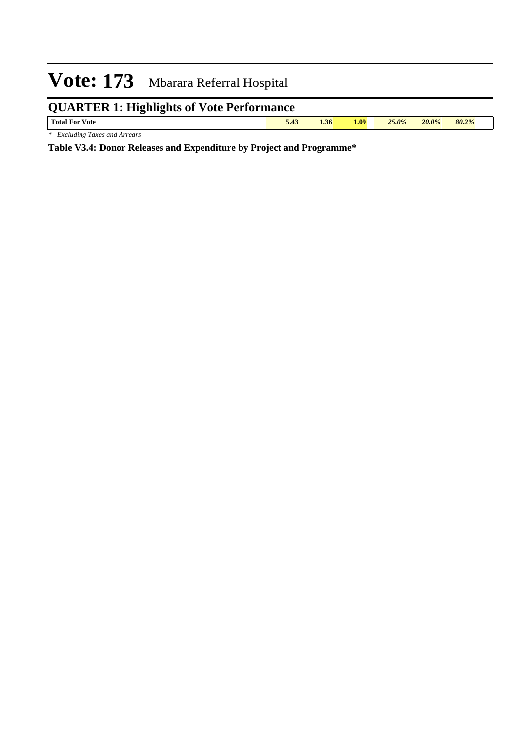# Vote: 173 Mbarara Referral Hospital

## QUARTER 1: Highlights of Vote Performance

| | | | | | | |
|---|---|---|---|---|---|---|
| **Total For Vote** | **5.43** | **1.36** | **1.09** | ***25.0%*** | ***20.0%*** | ***80.2%*** |

*\* Excluding Taxes and Arrears*

**Table V3.4: Donor Releases and Expenditure by Project and Programme***